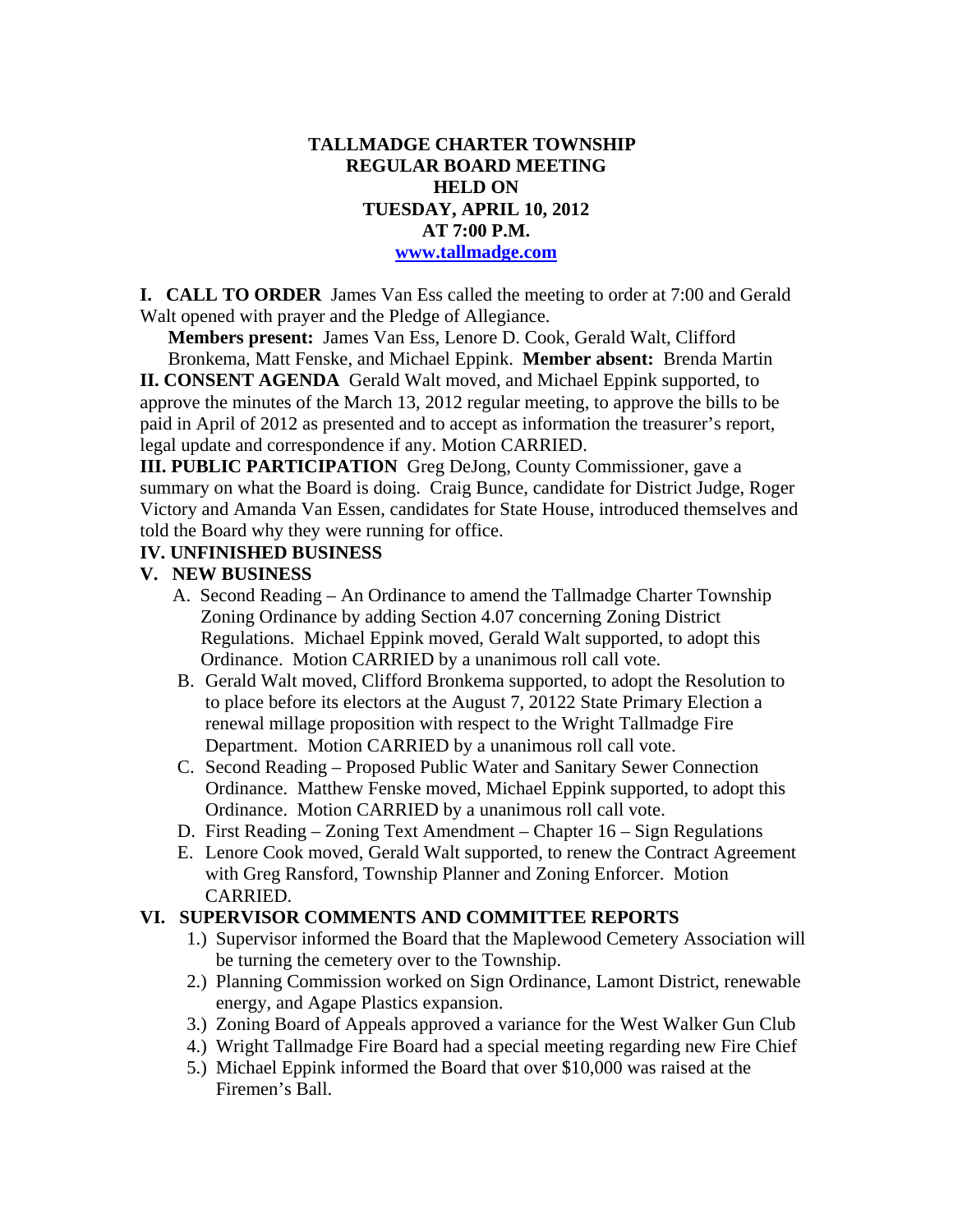**TALLMADGE CHARTER TOWNSHIP**
**REGULAR BOARD MEETING**
**HELD ON**
**TUESDAY, APRIL 10, 2012**
**AT 7:00 P.M.**
**www.tallmadge.com**

**I. CALL TO ORDER** James Van Ess called the meeting to order at 7:00 and Gerald Walt opened with prayer and the Pledge of Allegiance.

**Members present:** James Van Ess, Lenore D. Cook, Gerald Walt, Clifford Bronkema, Matt Fenske, and Michael Eppink. **Member absent:** Brenda Martin

**II. CONSENT AGENDA** Gerald Walt moved, and Michael Eppink supported, to approve the minutes of the March 13, 2012 regular meeting, to approve the bills to be paid in April of 2012 as presented and to accept as information the treasurer's report, legal update and correspondence if any. Motion CARRIED.

**III. PUBLIC PARTICIPATION** Greg DeJong, County Commissioner, gave a summary on what the Board is doing. Craig Bunce, candidate for District Judge, Roger Victory and Amanda Van Essen, candidates for State House, introduced themselves and told the Board why they were running for office.

**IV. UNFINISHED BUSINESS**

**V. NEW BUSINESS**

A. Second Reading – An Ordinance to amend the Tallmadge Charter Township Zoning Ordinance by adding Section 4.07 concerning Zoning District Regulations. Michael Eppink moved, Gerald Walt supported, to adopt this Ordinance. Motion CARRIED by a unanimous roll call vote.

B. Gerald Walt moved, Clifford Bronkema supported, to adopt the Resolution to to place before its electors at the August 7, 20122 State Primary Election a renewal millage proposition with respect to the Wright Tallmadge Fire Department. Motion CARRIED by a unanimous roll call vote.

C. Second Reading – Proposed Public Water and Sanitary Sewer Connection Ordinance. Matthew Fenske moved, Michael Eppink supported, to adopt this Ordinance. Motion CARRIED by a unanimous roll call vote.

D. First Reading – Zoning Text Amendment – Chapter 16 – Sign Regulations

E. Lenore Cook moved, Gerald Walt supported, to renew the Contract Agreement with Greg Ransford, Township Planner and Zoning Enforcer. Motion CARRIED.

**VI. SUPERVISOR COMMENTS AND COMMITTEE REPORTS**

1.) Supervisor informed the Board that the Maplewood Cemetery Association will be turning the cemetery over to the Township.

2.) Planning Commission worked on Sign Ordinance, Lamont District, renewable energy, and Agape Plastics expansion.

3.) Zoning Board of Appeals approved a variance for the West Walker Gun Club

4.) Wright Tallmadge Fire Board had a special meeting regarding new Fire Chief

5.) Michael Eppink informed the Board that over $10,000 was raised at the Firemen's Ball.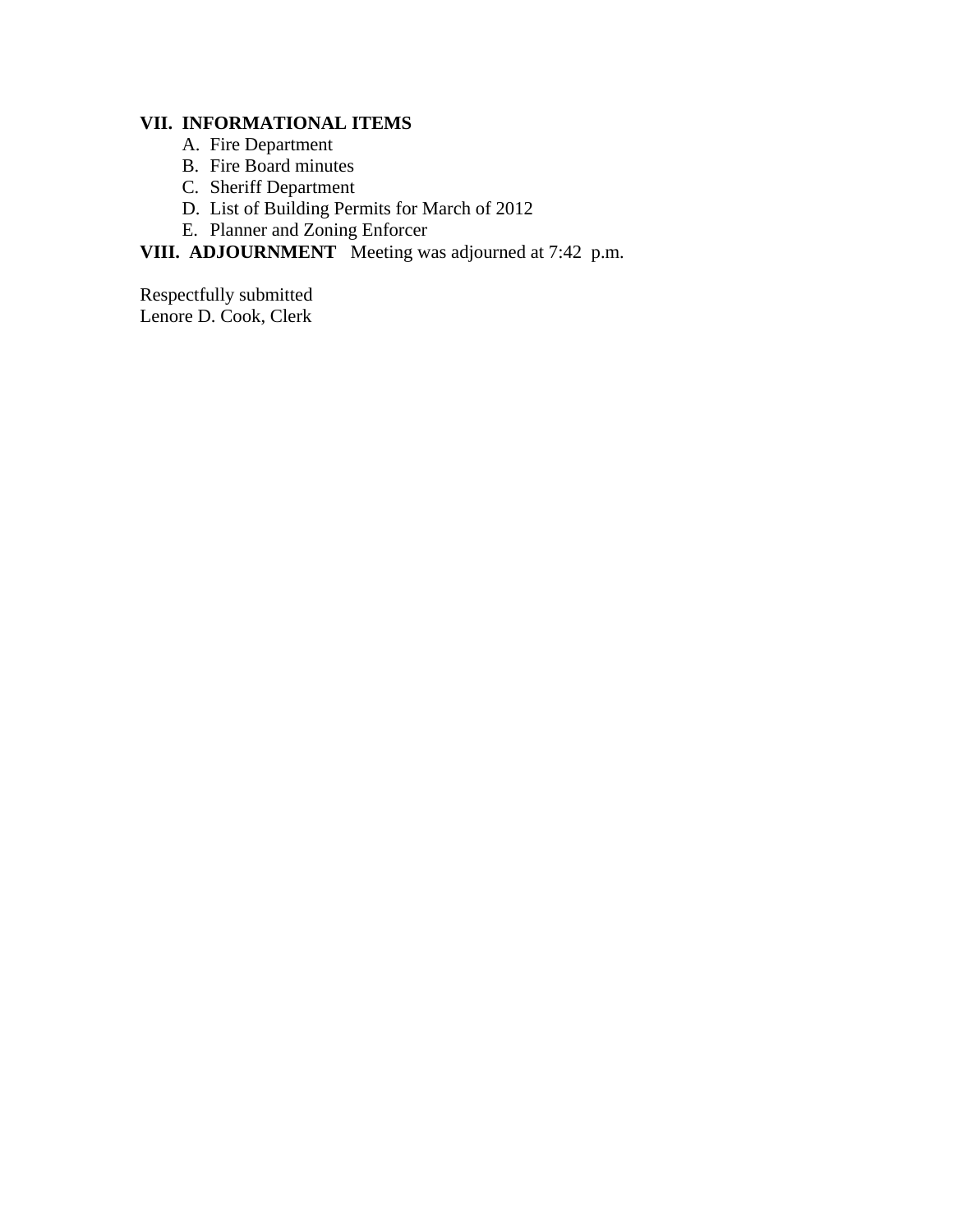**VII. INFORMATIONAL ITEMS**

A. Fire Department
B. Fire Board minutes
C. Sheriff Department
D. List of Building Permits for March of 2012
E. Planner and Zoning Enforcer

**VIII. ADJOURNMENT** Meeting was adjourned at 7:42 p.m.

Respectfully submitted
Lenore D. Cook, Clerk